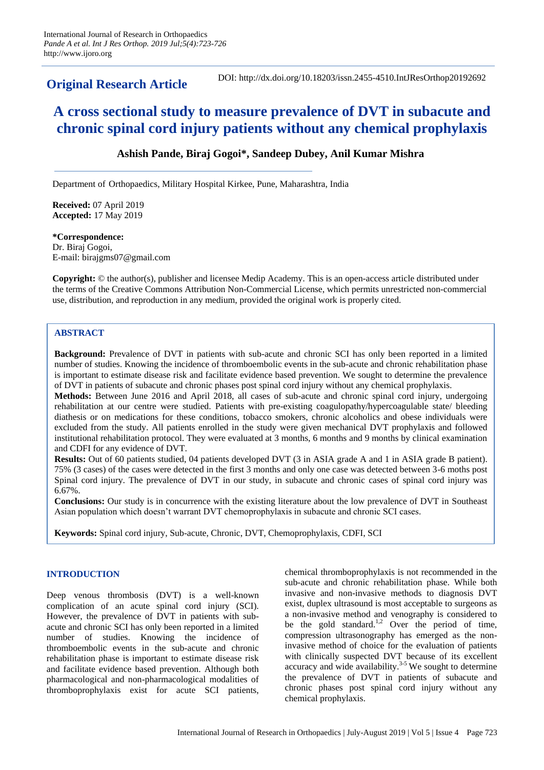## Original Research Article

DOI: http://dx.doi.org/10.18203/issn.2455-4510.IntJResOrthop20192692

# A cross sectional study to measure prevalence of DVT in subacute and chronic spinal cord injury patients without any chemical prophylaxis

**Ashish Pande, Biraj Gogoi\*, Sandeep Dubey, Anil Kumar Mishra**

Department of Orthopaedics, Military Hospital Kirkee, Pune, Maharashtra, India

**Received:** 07 April 2019
**Accepted:** 17 May 2019

**\*Correspondence:**
Dr. Biraj Gogoi,
E-mail: birajgms07@gmail.com

**Copyright:** © the author(s), publisher and licensee Medip Academy. This is an open-access article distributed under the terms of the Creative Commons Attribution Non-Commercial License, which permits unrestricted non-commercial use, distribution, and reproduction in any medium, provided the original work is properly cited.

## ABSTRACT

**Background:** Prevalence of DVT in patients with sub-acute and chronic SCI has only been reported in a limited number of studies. Knowing the incidence of thromboembolic events in the sub-acute and chronic rehabilitation phase is important to estimate disease risk and facilitate evidence based prevention. We sought to determine the prevalence of DVT in patients of subacute and chronic phases post spinal cord injury without any chemical prophylaxis.

**Methods:** Between June 2016 and April 2018, all cases of sub-acute and chronic spinal cord injury, undergoing rehabilitation at our centre were studied. Patients with pre-existing coagulopathy/hypercoagulable state/ bleeding diathesis or on medications for these conditions, tobacco smokers, chronic alcoholics and obese individuals were excluded from the study. All patients enrolled in the study were given mechanical DVT prophylaxis and followed institutional rehabilitation protocol. They were evaluated at 3 months, 6 months and 9 months by clinical examination and CDFI for any evidence of DVT.

**Results:** Out of 60 patients studied, 04 patients developed DVT (3 in ASIA grade A and 1 in ASIA grade B patient). 75% (3 cases) of the cases were detected in the first 3 months and only one case was detected between 3-6 moths post Spinal cord injury. The prevalence of DVT in our study, in subacute and chronic cases of spinal cord injury was 6.67%.

**Conclusions:** Our study is in concurrence with the existing literature about the low prevalence of DVT in Southeast Asian population which doesn't warrant DVT chemoprophylaxis in subacute and chronic SCI cases.

**Keywords:** Spinal cord injury, Sub-acute, Chronic, DVT, Chemoprophylaxis, CDFI, SCI

## INTRODUCTION

Deep venous thrombosis (DVT) is a well-known complication of an acute spinal cord injury (SCI). However, the prevalence of DVT in patients with sub-acute and chronic SCI has only been reported in a limited number of studies. Knowing the incidence of thromboembolic events in the sub-acute and chronic rehabilitation phase is important to estimate disease risk and facilitate evidence based prevention. Although both pharmacological and non-pharmacological modalities of thromboprophylaxis exist for acute SCI patients, chemical thromboprophylaxis is not recommended in the sub-acute and chronic rehabilitation phase. While both invasive and non-invasive methods to diagnosis DVT exist, duplex ultrasound is most acceptable to surgeons as a non-invasive method and venography is considered to be the gold standard.[1,2] Over the period of time, compression ultrasonography has emerged as the non-invasive method of choice for the evaluation of patients with clinically suspected DVT because of its excellent accuracy and wide availability.[3-5] We sought to determine the prevalence of DVT in patients of subacute and chronic phases post spinal cord injury without any chemical prophylaxis.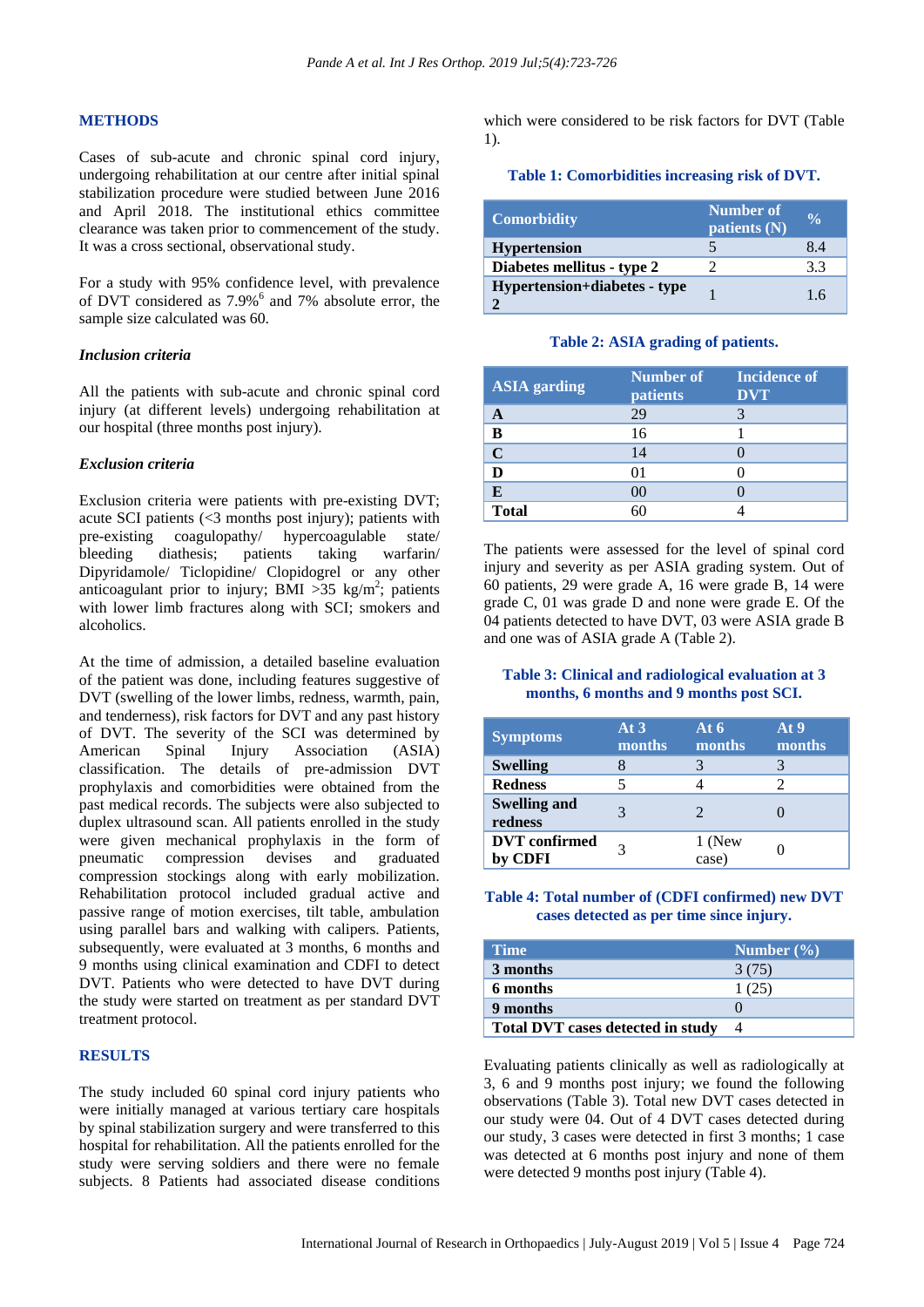## METHODS

Cases of sub-acute and chronic spinal cord injury, undergoing rehabilitation at our centre after initial spinal stabilization procedure were studied between June 2016 and April 2018. The institutional ethics committee clearance was taken prior to commencement of the study. It was a cross sectional, observational study.

For a study with 95% confidence level, with prevalence of DVT considered as 7.9%[6] and 7% absolute error, the sample size calculated was 60.

### *Inclusion criteria*

All the patients with sub-acute and chronic spinal cord injury (at different levels) undergoing rehabilitation at our hospital (three months post injury).

### *Exclusion criteria*

Exclusion criteria were patients with pre-existing DVT; acute SCI patients (<3 months post injury); patients with pre-existing coagulopathy/ hypercoagulable state/ bleeding diathesis; patients taking warfarin/ Dipyridamole/ Ticlopidine/ Clopidogrel or any other anticoagulant prior to injury; BMI >35 kg/m$^2$; patients with lower limb fractures along with SCI; smokers and alcoholics.

At the time of admission, a detailed baseline evaluation of the patient was done, including features suggestive of DVT (swelling of the lower limbs, redness, warmth, pain, and tenderness), risk factors for DVT and any past history of DVT. The severity of the SCI was determined by American Spinal Injury Association (ASIA) classification. The details of pre-admission DVT prophylaxis and comorbidities were obtained from the past medical records. The subjects were also subjected to duplex ultrasound scan. All patients enrolled in the study were given mechanical prophylaxis in the form of pneumatic compression devises and graduated compression stockings along with early mobilization. Rehabilitation protocol included gradual active and passive range of motion exercises, tilt table, ambulation using parallel bars and walking with calipers. Patients, subsequently, were evaluated at 3 months, 6 months and 9 months using clinical examination and CDFI to detect DVT. Patients who were detected to have DVT during the study were started on treatment as per standard DVT treatment protocol.

## RESULTS

The study included 60 spinal cord injury patients who were initially managed at various tertiary care hospitals by spinal stabilization surgery and were transferred to this hospital for rehabilitation. All the patients enrolled for the study were serving soldiers and there were no female subjects. 8 Patients had associated disease conditions which were considered to be risk factors for DVT (Table 1).

**Table 1: Comorbidities increasing risk of DVT.**

| Comorbidity | Number of patients (N) | % |
|---|---|---|
| **Hypertension** | 5 | 8.4 |
| **Diabetes mellitus - type 2** | 2 | 3.3 |
| **Hypertension+diabetes - type 2** | 1 | 1.6 |

**Table 2: ASIA grading of patients.**

| ASIA garding | Number of patients | Incidence of DVT |
|---|---|---|
| **A** | 29 | 3 |
| **B** | 16 | 1 |
| **C** | 14 | 0 |
| **D** | 01 | 0 |
| **E** | 00 | 0 |
| **Total** | 60 | 4 |

The patients were assessed for the level of spinal cord injury and severity as per ASIA grading system. Out of 60 patients, 29 were grade A, 16 were grade B, 14 were grade C, 01 was grade D and none were grade E. Of the 04 patients detected to have DVT, 03 were ASIA grade B and one was of ASIA grade A (Table 2).

**Table 3: Clinical and radiological evaluation at 3 months, 6 months and 9 months post SCI.**

| Symptoms | At 3 months | At 6 months | At 9 months |
|---|---|---|---|
| **Swelling** | 8 | 3 | 3 |
| **Redness** | 5 | 4 | 2 |
| **Swelling and redness** | 3 | 2 | 0 |
| **DVT confirmed by CDFI** | 3 | 1 (New case) | 0 |

**Table 4: Total number of (CDFI confirmed) new DVT cases detected as per time since injury.**

| Time | Number (%) |
|---|---|
| **3 months** | 3 (75) |
| **6 months** | 1 (25) |
| **9 months** | 0 |
| **Total DVT cases detected in study** | 4 |

Evaluating patients clinically as well as radiologically at 3, 6 and 9 months post injury; we found the following observations (Table 3). Total new DVT cases detected in our study were 04. Out of 4 DVT cases detected during our study, 3 cases were detected in first 3 months; 1 case was detected at 6 months post injury and none of them were detected 9 months post injury (Table 4).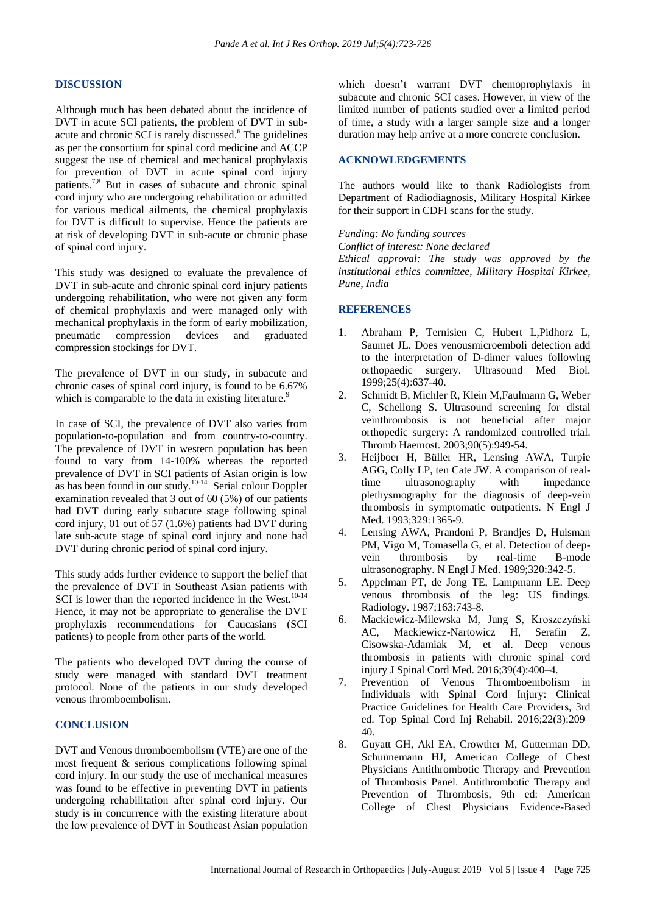## DISCUSSION

Although much has been debated about the incidence of DVT in acute SCI patients, the problem of DVT in sub-acute and chronic SCI is rarely discussed.[6] The guidelines as per the consortium for spinal cord medicine and ACCP suggest the use of chemical and mechanical prophylaxis for prevention of DVT in acute spinal cord injury patients.[7,8] But in cases of subacute and chronic spinal cord injury who are undergoing rehabilitation or admitted for various medical ailments, the chemical prophylaxis for DVT is difficult to supervise. Hence the patients are at risk of developing DVT in sub-acute or chronic phase of spinal cord injury.

This study was designed to evaluate the prevalence of DVT in sub-acute and chronic spinal cord injury patients undergoing rehabilitation, who were not given any form of chemical prophylaxis and were managed only with mechanical prophylaxis in the form of early mobilization, pneumatic compression devices and graduated compression stockings for DVT.

The prevalence of DVT in our study, in subacute and chronic cases of spinal cord injury, is found to be 6.67% which is comparable to the data in existing literature.[9]

In case of SCI, the prevalence of DVT also varies from population-to-population and from country-to-country. The prevalence of DVT in western population has been found to vary from 14-100% whereas the reported prevalence of DVT in SCI patients of Asian origin is low as has been found in our study.[10-14] Serial colour Doppler examination revealed that 3 out of 60 (5%) of our patients had DVT during early subacute stage following spinal cord injury, 01 out of 57 (1.6%) patients had DVT during late sub-acute stage of spinal cord injury and none had DVT during chronic period of spinal cord injury.

This study adds further evidence to support the belief that the prevalence of DVT in Southeast Asian patients with SCI is lower than the reported incidence in the West.[10-14] Hence, it may not be appropriate to generalise the DVT prophylaxis recommendations for Caucasians (SCI patients) to people from other parts of the world.

The patients who developed DVT during the course of study were managed with standard DVT treatment protocol. None of the patients in our study developed venous thromboembolism.

## CONCLUSION

DVT and Venous thromboembolism (VTE) are one of the most frequent & serious complications following spinal cord injury. In our study the use of mechanical measures was found to be effective in preventing DVT in patients undergoing rehabilitation after spinal cord injury. Our study is in concurrence with the existing literature about the low prevalence of DVT in Southeast Asian population which doesn't warrant DVT chemoprophylaxis in subacute and chronic SCI cases. However, in view of the limited number of patients studied over a limited period of time, a study with a larger sample size and a longer duration may help arrive at a more concrete conclusion.

## ACKNOWLEDGEMENTS

The authors would like to thank Radiologists from Department of Radiodiagnosis, Military Hospital Kirkee for their support in CDFI scans for the study.

*Funding: No funding sources*
*Conflict of interest: None declared*
*Ethical approval: The study was approved by the institutional ethics committee, Military Hospital Kirkee, Pune, India*

## REFERENCES

1. Abraham P, Ternisien C, Hubert L,Pidhorz L, Saumet JL. Does venousmicroemboli detection add to the interpretation of D-dimer values following orthopaedic surgery. Ultrasound Med Biol. 1999;25(4):637-40.
2. Schmidt B, Michler R, Klein M,Faulmann G, Weber C, Schellong S. Ultrasound screening for distal veinthrombosis is not beneficial after major orthopedic surgery: A randomized controlled trial. Thromb Haemost. 2003;90(5):949-54.
3. Heijboer H, Büller HR, Lensing AWA, Turpie AGG, Colly LP, ten Cate JW. A comparison of real-time ultrasonography with impedance plethysmography for the diagnosis of deep-vein thrombosis in symptomatic outpatients. N Engl J Med. 1993;329:1365-9.
4. Lensing AWA, Prandoni P, Brandjes D, Huisman PM, Vigo M, Tomasella G, et al. Detection of deep-vein thrombosis by real-time B-mode ultrasonography. N Engl J Med. 1989;320:342-5.
5. Appelman PT, de Jong TE, Lampmann LE. Deep venous thrombosis of the leg: US findings. Radiology. 1987;163:743-8.
6. Mackiewicz-Milewska M, Jung S, Kroszczyński AC, Mackiewicz-Nartowicz H, Serafin Z, Cisowska-Adamiak M, et al. Deep venous thrombosis in patients with chronic spinal cord injury J Spinal Cord Med. 2016;39(4):400–4.
7. Prevention of Venous Thromboembolism in Individuals with Spinal Cord Injury: Clinical Practice Guidelines for Health Care Providers, 3rd ed. Top Spinal Cord Inj Rehabil. 2016;22(3):209–40.
8. Guyatt GH, Akl EA, Crowther M, Gutterman DD, Schuünemann HJ, American College of Chest Physicians Antithrombotic Therapy and Prevention of Thrombosis Panel. Antithrombotic Therapy and Prevention of Thrombosis, 9th ed: American College of Chest Physicians Evidence-Based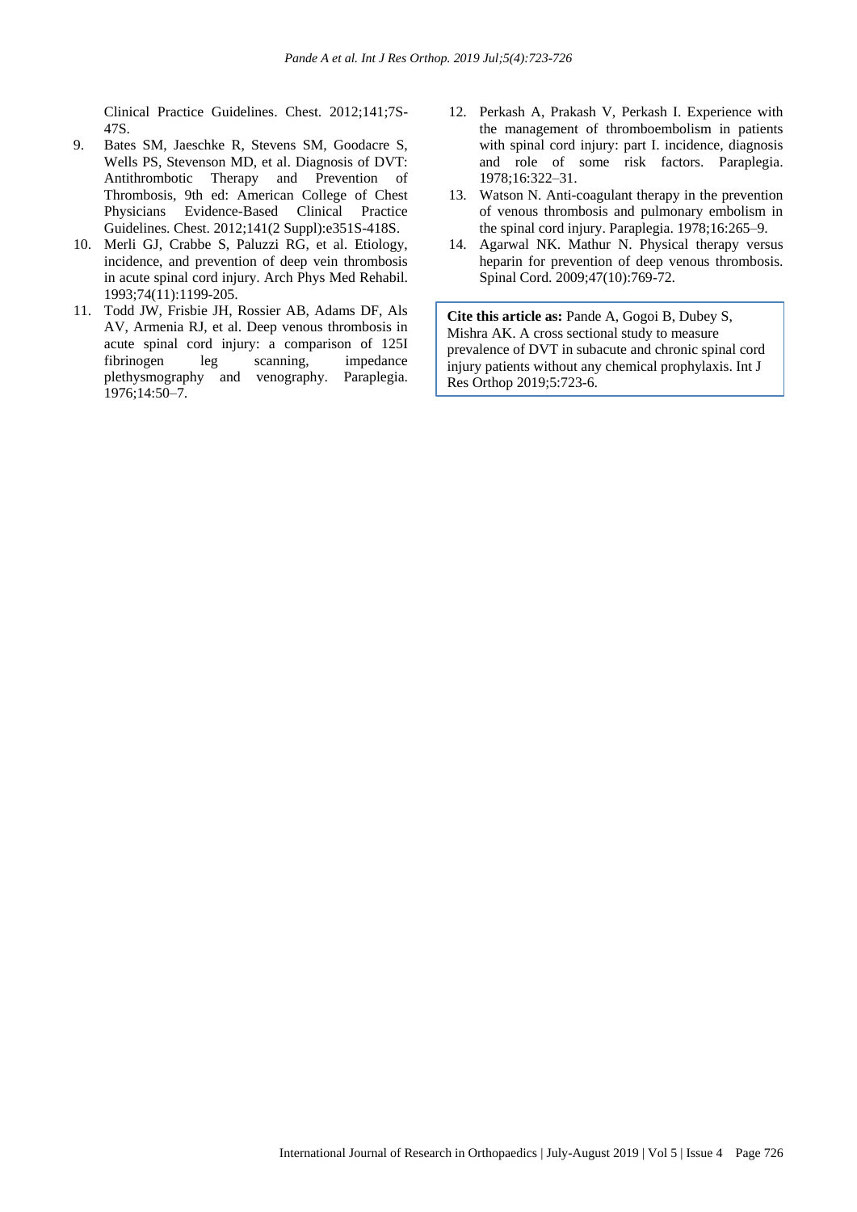Clinical Practice Guidelines. Chest. 2012;141;7S-47S.

9. Bates SM, Jaeschke R, Stevens SM, Goodacre S, Wells PS, Stevenson MD, et al. Diagnosis of DVT: Antithrombotic Therapy and Prevention of Thrombosis, 9th ed: American College of Chest Physicians Evidence-Based Clinical Practice Guidelines. Chest. 2012;141(2 Suppl):e351S-418S.
10. Merli GJ, Crabbe S, Paluzzi RG, et al. Etiology, incidence, and prevention of deep vein thrombosis in acute spinal cord injury. Arch Phys Med Rehabil. 1993;74(11):1199-205.
11. Todd JW, Frisbie JH, Rossier AB, Adams DF, Als AV, Armenia RJ, et al. Deep venous thrombosis in acute spinal cord injury: a comparison of 125I fibrinogen leg scanning, impedance plethysmography and venography. Paraplegia. 1976;14:50–7.
12. Perkash A, Prakash V, Perkash I. Experience with the management of thromboembolism in patients with spinal cord injury: part I. incidence, diagnosis and role of some risk factors. Paraplegia. 1978;16:322–31.
13. Watson N. Anti-coagulant therapy in the prevention of venous thrombosis and pulmonary embolism in the spinal cord injury. Paraplegia. 1978;16:265–9.
14. Agarwal NK. Mathur N. Physical therapy versus heparin for prevention of deep venous thrombosis. Spinal Cord. 2009;47(10):769-72.

**Cite this article as:** Pande A, Gogoi B, Dubey S, Mishra AK. A cross sectional study to measure prevalence of DVT in subacute and chronic spinal cord injury patients without any chemical prophylaxis. Int J Res Orthop 2019;5:723-6.